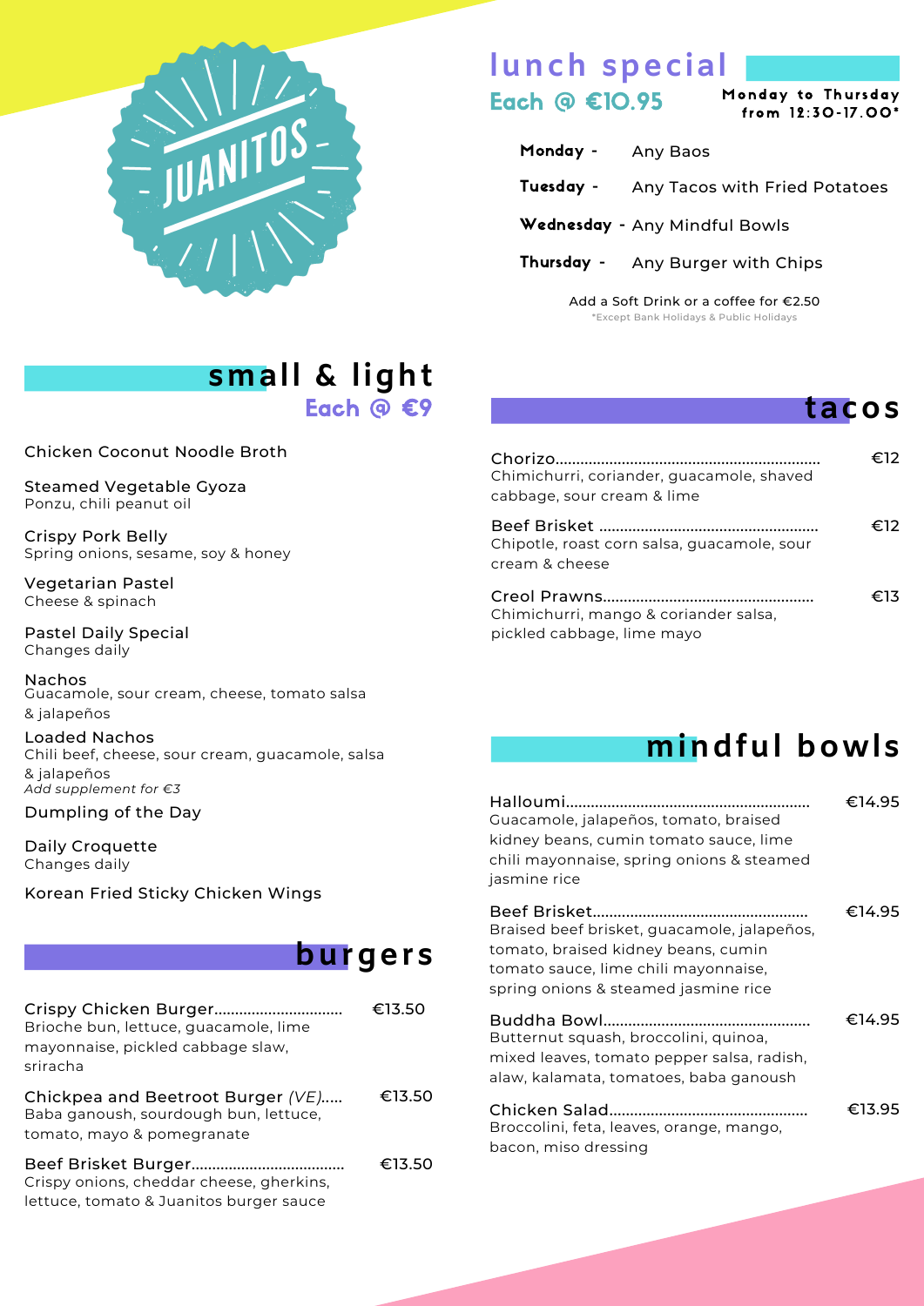# JUANITOS

## lunch special

**Each @ €10.95**

**Monday to Thursday from 12:30-17.00***

- **Monday -** Any Baos
- **Tuesday -** Any Tacos with Fried Potatoes
- **Wednesday -** Any Mindful Bowls
- **Thursday -** Any Burger with Chips

Add a Soft Drink or a coffee for €2.50

*Except Bank Holidays & Public Holidays

## small & light

**Each @ €9**

**Chicken Coconut Noodle Broth**

**Steamed Vegetable Gyoza**
Ponzu, chili peanut oil

**Crispy Pork Belly**
Spring onions, sesame, soy & honey

**Vegetarian Pastel**
Cheese & spinach

**Pastel Daily Special**
Changes daily

**Nachos**
Guacamole, sour cream, cheese, tomato salsa & jalapeños

**Loaded Nachos**
Chili beef, cheese, sour cream, guacamole, salsa & jalapeños
*Add supplement for €3*

**Dumpling of the Day**

**Daily Croquette**
Changes daily

**Korean Fried Sticky Chicken Wings**

## burgers

**Crispy Chicken Burger**.............................. €13.50
Brioche bun, lettuce, guacamole, lime mayonnaise, pickled cabbage slaw, sriracha

**Chickpea and Beetroot Burger** *(VE)*..... €13.50
Baba ganoush, sourdough bun, lettuce, tomato, mayo & pomegranate

**Beef Brisket Burger**.................................... €13.50
Crispy onions, cheddar cheese, gherkins, lettuce, tomato & Juanitos burger sauce

## tacos

**Chorizo**................................................................ €12
Chimichurri, coriander, guacamole, shaved cabbage, sour cream & lime

**Beef Brisket** .................................................... €12
Chipotle, roast corn salsa, guacamole, sour cream & cheese

**Creol Prawns**.................................................. €13
Chimichurri, mango & coriander salsa, pickled cabbage, lime mayo

## mindful bowls

**Halloumi**.......................................................... €14.95
Guacamole, jalapeños, tomato, braised kidney beans, cumin tomato sauce, lime chili mayonnaise, spring onions & steamed jasmine rice

**Beef Brisket**.................................................... €14.95
Braised beef brisket, guacamole, jalapeños, tomato, braised kidney beans, cumin tomato sauce, lime chili mayonnaise, spring onions & steamed jasmine rice

**Buddha Bowl**................................................. €14.95
Butternut squash, broccolini, quinoa, mixed leaves, tomato pepper salsa, radish, alaw, kalamata, tomatoes, baba ganoush

**Chicken Salad**.............................................. €13.95
Broccolini, feta, leaves, orange, mango, bacon, miso dressing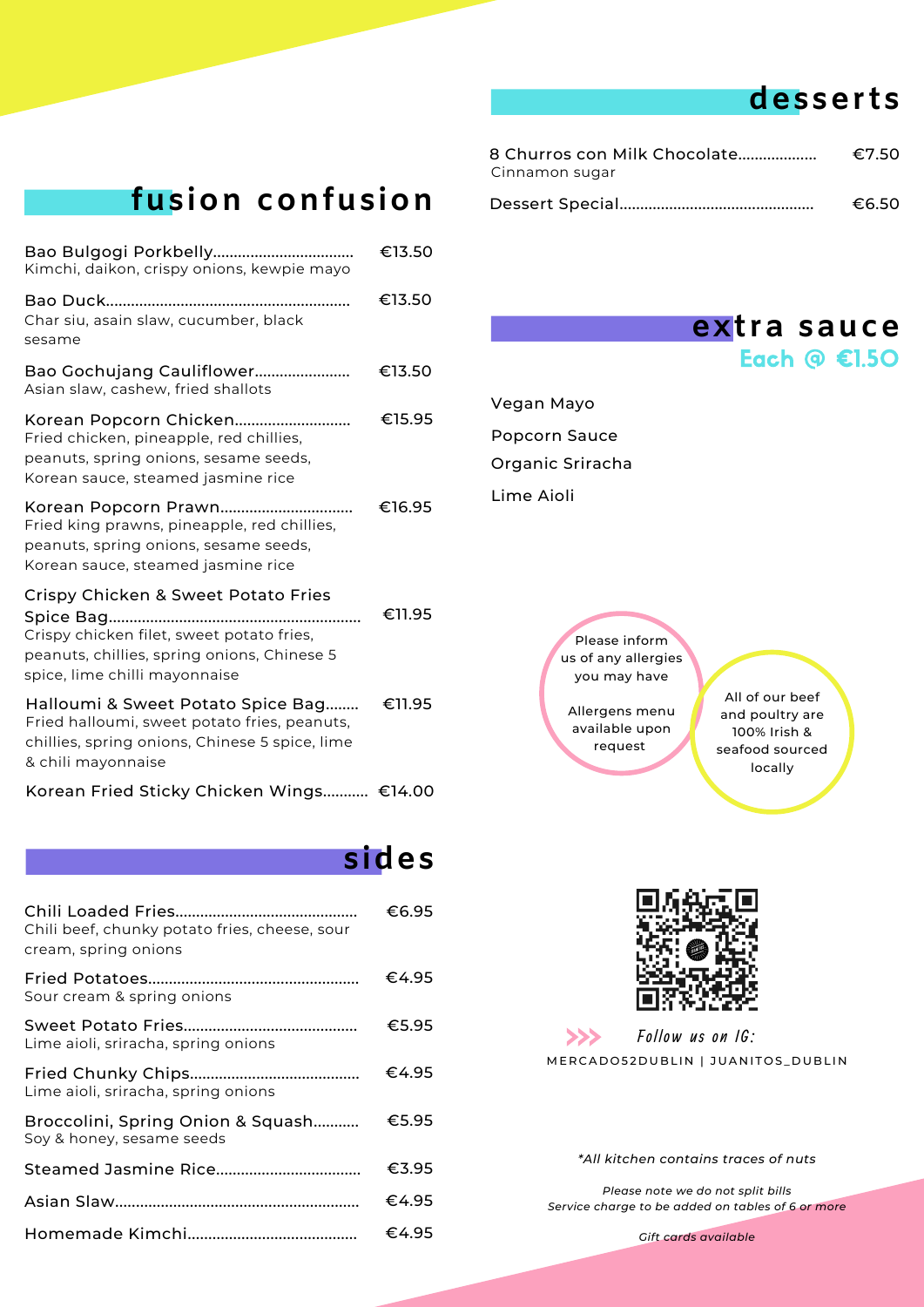## fusion confusion

**Bao Bulgogi Porkbelly** ................................. €13.50
Kimchi, daikon, crispy onions, kewpie mayo

**Bao Duck** ................................. €13.50
Char siu, asain slaw, cucumber, black sesame

**Bao Gochujang Cauliflower** ................................. €13.50
Asian slaw, cashew, fried shallots

**Korean Popcorn Chicken** ................................. €15.95
Fried chicken, pineapple, red chillies, peanuts, spring onions, sesame seeds, Korean sauce, steamed jasmine rice

**Korean Popcorn Prawn** ................................. €16.95
Fried king prawns, pineapple, red chillies, peanuts, spring onions, sesame seeds, Korean sauce, steamed jasmine rice

**Crispy Chicken & Sweet Potato Fries Spice Bag** ................................. €11.95
Crispy chicken filet, sweet potato fries, peanuts, chillies, spring onions, Chinese 5 spice, lime chilli mayonnaise

**Halloumi & Sweet Potato Spice Bag** ................................. €11.95
Fried halloumi, sweet potato fries, peanuts, chillies, spring onions, Chinese 5 spice, lime & chili mayonnaise

**Korean Fried Sticky Chicken Wings** ................................. €14.00

## sides

**Chili Loaded Fries** ................................. €6.95
Chili beef, chunky potato fries, cheese, sour cream, spring onions

**Fried Potatoes** ................................. €4.95
Sour cream & spring onions

**Sweet Potato Fries** ................................. €5.95
Lime aioli, sriracha, spring onions

**Fried Chunky Chips** ................................. €4.95
Lime aioli, sriracha, spring onions

**Broccolini, Spring Onion & Squash** ................................. €5.95
Soy & honey, sesame seeds

**Steamed Jasmine Rice** ................................. €3.95

**Asian Slaw** ................................. €4.95

**Homemade Kimchi** ................................. €4.95

## desserts

**8 Churros con Milk Chocolate** ................................. €7.50
Cinnamon sugar

**Dessert Special** ................................. €6.50

## extra sauce

**Each @ €1.50**

- Vegan Mayo
- Popcorn Sauce
- Organic Sriracha
- Lime Aioli

Please inform us of any allergies you may have

Allergens menu available upon request

All of our beef and poultry are 100% Irish & seafood sourced locally

Follow us on IG:
MERCADO52DUBLIN | JUANITOS_DUBLIN

*\*All kitchen contains traces of nuts*

*Please note we do not split bills*
*Service charge to be added on tables of 6 or more*

*Gift cards available*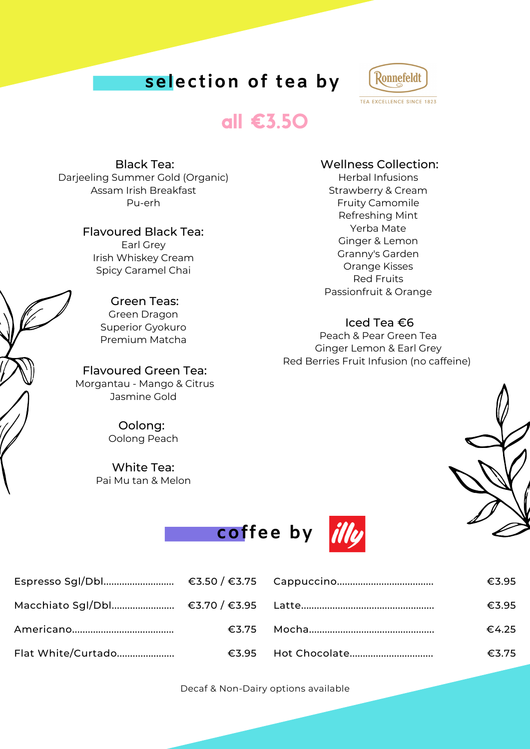## selection of tea by Ronnefeldt

TEA EXCELLENCE SINCE 1823

**all €3.50**

### Black Tea:
Darjeeling Summer Gold (Organic)
Assam Irish Breakfast
Pu-erh

### Flavoured Black Tea:
Earl Grey
Irish Whiskey Cream
Spicy Caramel Chai

### Green Teas:
Green Dragon
Superior Gyokuro
Premium Matcha

### Flavoured Green Tea:
Morgantau - Mango & Citrus
Jasmine Gold

### Oolong:
Oolong Peach

### White Tea:
Pai Mu tan & Melon

### Wellness Collection:
Herbal Infusions
Strawberry & Cream
Fruity Camomile
Refreshing Mint
Yerba Mate
Ginger & Lemon
Granny's Garden
Orange Kisses
Red Fruits
Passionfruit & Orange

### Iced Tea €6
Peach & Pear Green Tea
Ginger Lemon & Earl Grey
Red Berries Fruit Infusion (no caffeine)

## coffee by illy

| Item | Price | Item | Price |
| --- | --- | --- | --- |
| Espresso Sgl/Dbl | €3.50 / €3.75 | Cappuccino | €3.95 |
| Macchiato Sgl/Dbl | €3.70 / €3.95 | Latte | €3.95 |
| Americano | €3.75 | Mocha | €4.25 |
| Flat White/Curtado | €3.95 | Hot Chocolate | €3.75 |

Decaf & Non-Dairy options available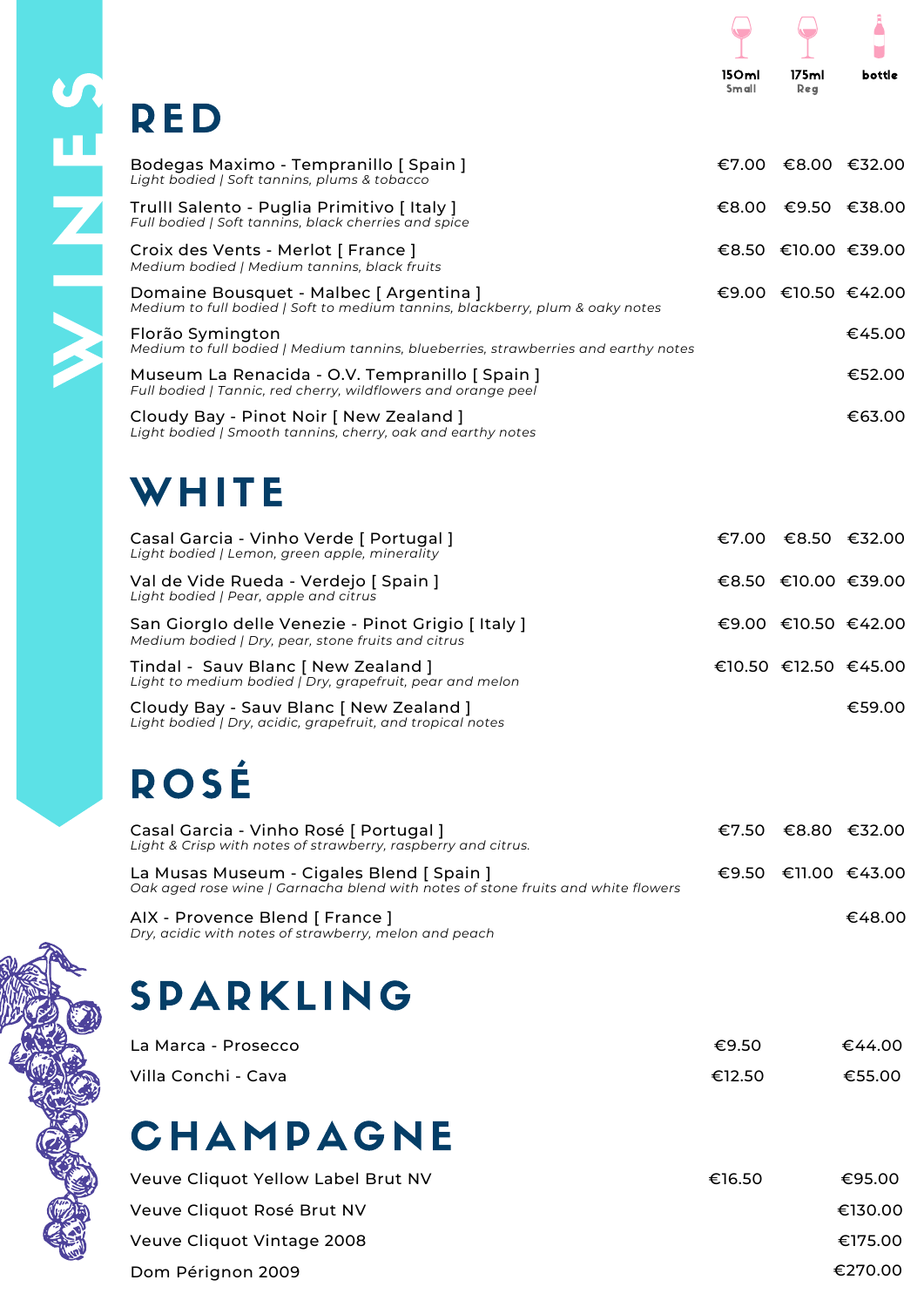# WINES

## RED

| | 150ml Small | 175ml Reg | bottle |
|---|---|---|---|
| Bodegas Maximo - Tempranillo [ Spain ]<br>*Light bodied / Soft tannins, plums & tobacco* | €7.00 | €8.00 | €32.00 |
| Trulli Salento - Puglia Primitivo [ Italy ]<br>*Full bodied / Soft tannins, black cherries and spice* | €8.00 | €9.50 | €38.00 |
| Croix des Vents - Merlot [ France ]<br>*Medium bodied / Medium tannins, black fruits* | €8.50 | €10.00 | €39.00 |
| Domaine Bousquet - Malbec [ Argentina ]<br>*Medium to full bodied / Soft to medium tannins, blackberry, plum & oaky notes* | €9.00 | €10.50 | €42.00 |
| Florão Symington<br>*Medium to full bodied / Medium tannins, blueberries, strawberries and earthy notes* | | | €45.00 |
| Museum La Renacida - O.V. Tempranillo [ Spain ]<br>*Full bodied / Tannic, red cherry, wildflowers and orange peel* | | | €52.00 |
| Cloudy Bay - Pinot Noir [ New Zealand ]<br>*Light bodied / Smooth tannins, cherry, oak and earthy notes* | | | €63.00 |

## WHITE

| | 150ml Small | 175ml Reg | bottle |
|---|---|---|---|
| Casal Garcia - Vinho Verde [ Portugal ]<br>*Light bodied / Lemon, green apple, minerality* | €7.00 | €8.50 | €32.00 |
| Val de Vide Rueda - Verdejo [ Spain ]<br>*Light bodied / Pear, apple and citrus* | €8.50 | €10.00 | €39.00 |
| San Giorglo delle Venezie - Pinot Grigio [ Italy ]<br>*Medium bodied / Dry, pear, stone fruits and citrus* | €9.00 | €10.50 | €42.00 |
| Tindal - Sauv Blanc [ New Zealand ]<br>*Light to medium bodied / Dry, grapefruit, pear and melon* | €10.50 | €12.50 | €45.00 |
| Cloudy Bay - Sauv Blanc [ New Zealand ]<br>*Light bodied / Dry, acidic, grapefruit, and tropical notes* | | | €59.00 |

## ROSÉ

| | 150ml Small | 175ml Reg | bottle |
|---|---|---|---|
| Casal Garcia - Vinho Rosé [ Portugal ]<br>*Light & Crisp with notes of strawberry, raspberry and citrus.* | €7.50 | €8.80 | €32.00 |
| La Musas Museum - Cigales Blend [ Spain ]<br>*Oak aged rose wine / Garnacha blend with notes of stone fruits and white flowers* | €9.50 | €11.00 | €43.00 |
| AIX - Provence Blend [ France ]<br>*Dry, acidic with notes of strawberry, melon and peach* | | | €48.00 |

## SPARKLING

| | Glass | bottle |
|---|---|---|
| La Marca - Prosecco | €9.50 | €44.00 |
| Villa Conchi - Cava | €12.50 | €55.00 |

## CHAMPAGNE

| | Glass | bottle |
|---|---|---|
| Veuve Cliquot Yellow Label Brut NV | €16.50 | €95.00 |
| Veuve Cliquot Rosé Brut NV | | €130.00 |
| Veuve Cliquot Vintage 2008 | | €175.00 |
| Dom Pérignon 2009 | | €270.00 |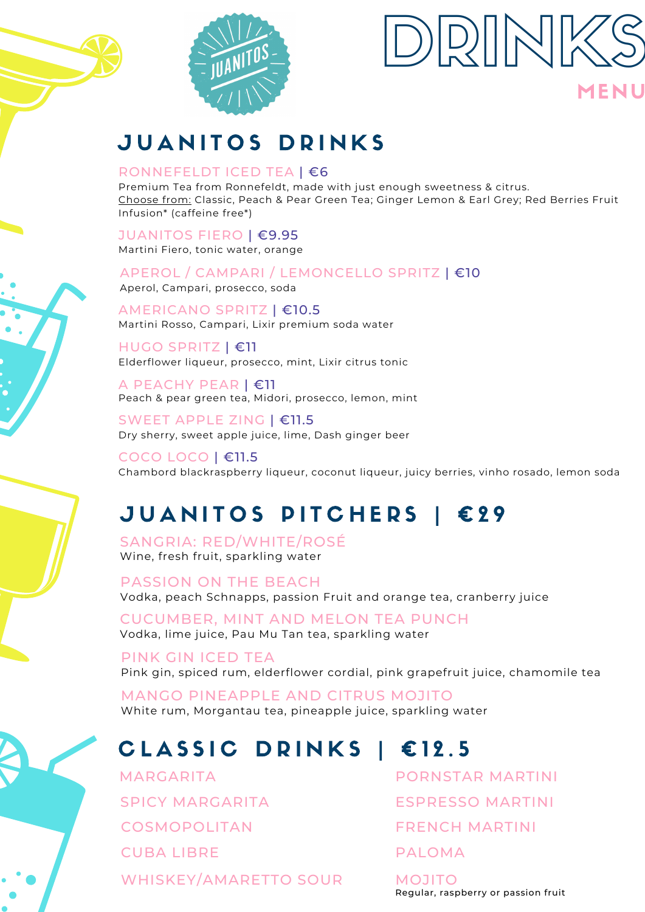# DRINKS

MENU

## JUANITOS DRINKS

### RONNEFELDT ICED TEA | €6

Premium Tea from Ronnefeldt, made with just enough sweetness & citrus.
Choose from: Classic, Peach & Pear Green Tea; Ginger Lemon & Earl Grey; Red Berries Fruit Infusion* (caffeine free*)

### JUANITOS FIERO | €9.95

Martini Fiero, tonic water, orange

### APEROL / CAMPARI / LEMONCELLO SPRITZ | €10

Aperol, Campari, prosecco, soda

### AMERICANO SPRITZ | €10.5

Martini Rosso, Campari, Lixir premium soda water

### HUGO SPRITZ | €11

Elderflower liqueur, prosecco, mint, Lixir citrus tonic

### A PEACHY PEAR | €11

Peach & pear green tea, Midori, prosecco, lemon, mint

### SWEET APPLE ZING | €11.5

Dry sherry, sweet apple juice, lime, Dash ginger beer

### COCO LOCO | €11.5

Chambord blackraspberry liqueur, coconut liqueur, juicy berries, vinho rosado, lemon soda

## JUANITOS PITCHERS | €29

### SANGRIA: RED/WHITE/ROSÉ

Wine, fresh fruit, sparkling water

### PASSION ON THE BEACH

Vodka, peach Schnapps, passion Fruit and orange tea, cranberry juice

### CUCUMBER, MINT AND MELON TEA PUNCH

Vodka, lime juice, Pau Mu Tan tea, sparkling water

### PINK GIN ICED TEA

Pink gin, spiced rum, elderflower cordial, pink grapefruit juice, chamomile tea

### MANGO PINEAPPLE AND CITRUS MOJITO

White rum, Morgantau tea, pineapple juice, sparkling water

## CLASSIC DRINKS | €12.5

- MARGARITA
- SPICY MARGARITA
- COSMOPOLITAN
- CUBA LIBRE
- WHISKEY/AMARETTO SOUR
- PORNSTAR MARTINI
- ESPRESSO MARTINI
- FRENCH MARTINI
- PALOMA
- MOJITO
  Regular, raspberry or passion fruit